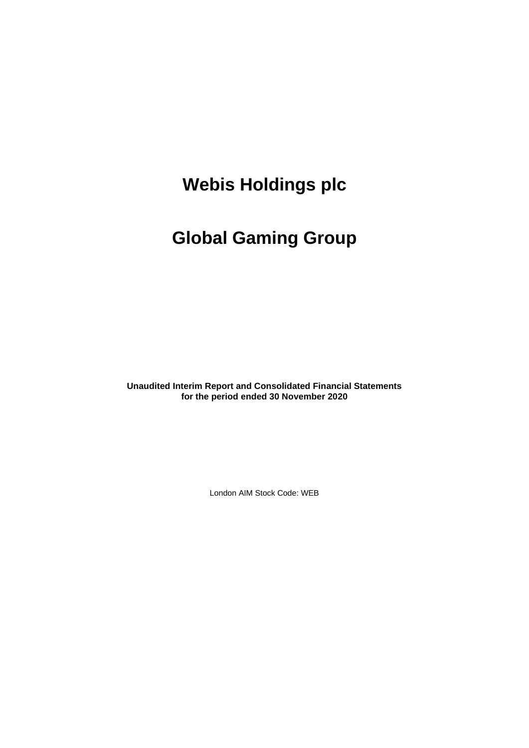# Webis Holdings plc

# Global Gaming Group

**Unaudited Interim Report and Consolidated Financial Statements for the period ended 30 November 2020**

London AIM Stock Code: WEB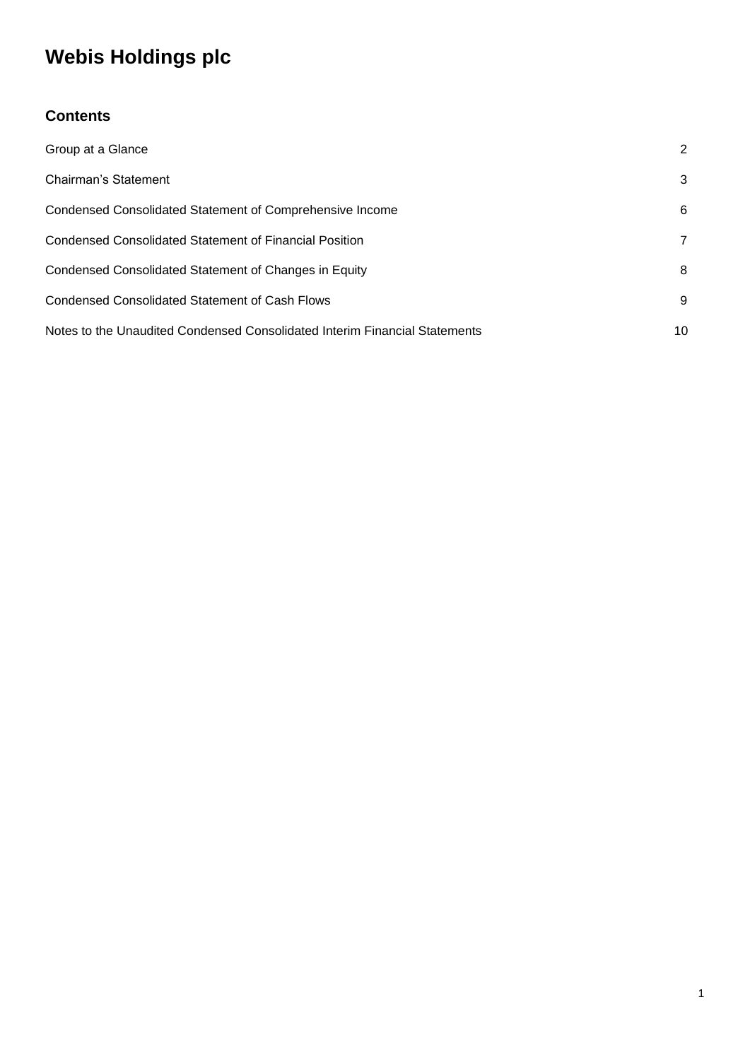# Webis Holdings plc

## Contents

| | |
|---|---|
| Group at a Glance | 2 |
| Chairman's Statement | 3 |
| Condensed Consolidated Statement of Comprehensive Income | 6 |
| Condensed Consolidated Statement of Financial Position | 7 |
| Condensed Consolidated Statement of Changes in Equity | 8 |
| Condensed Consolidated Statement of Cash Flows | 9 |
| Notes to the Unaudited Condensed Consolidated Interim Financial Statements | 10 |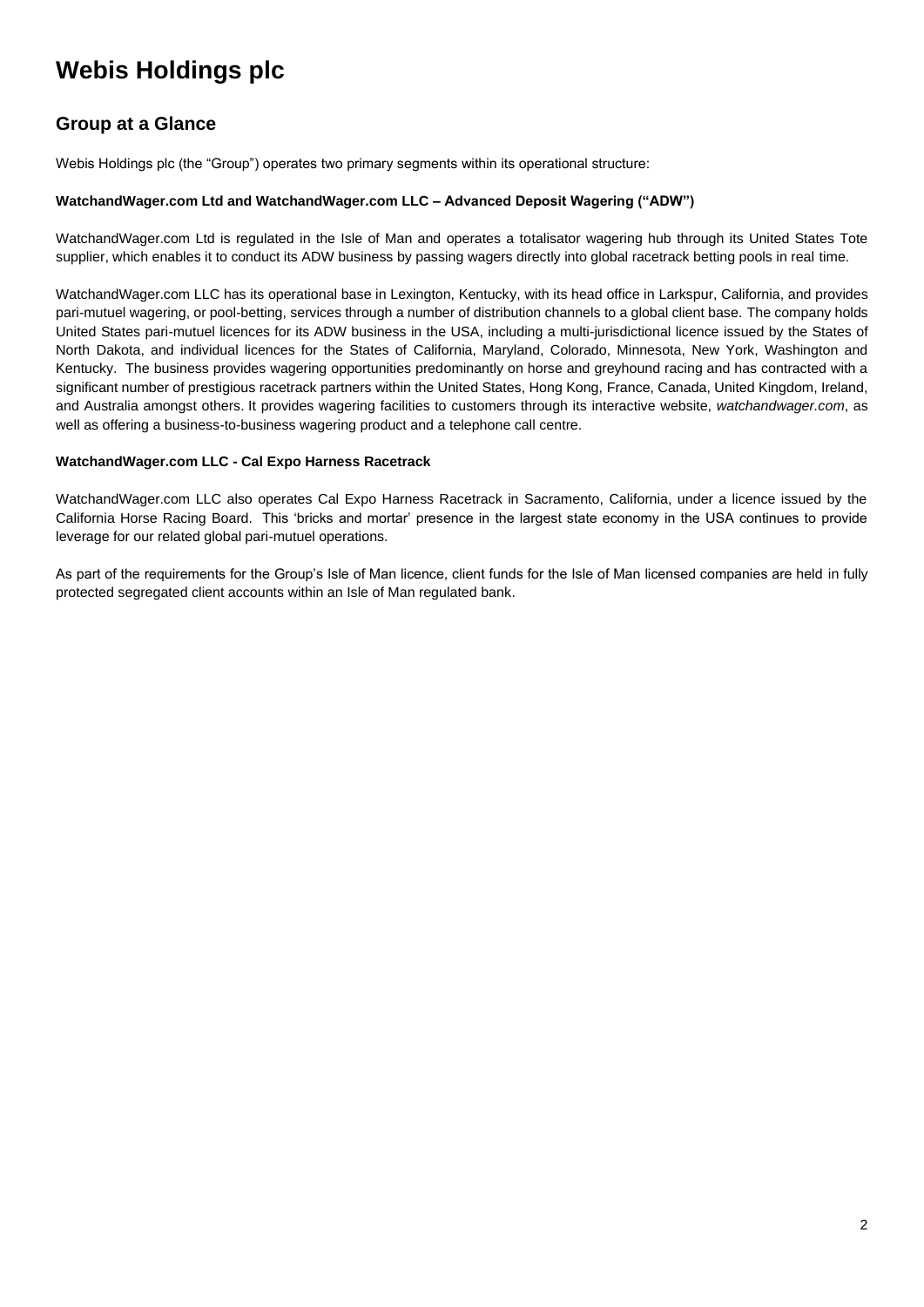# Webis Holdings plc

## Group at a Glance

Webis Holdings plc (the "Group") operates two primary segments within its operational structure:

**WatchandWager.com Ltd and WatchandWager.com LLC – Advanced Deposit Wagering ("ADW")**

WatchandWager.com Ltd is regulated in the Isle of Man and operates a totalisator wagering hub through its United States Tote supplier, which enables it to conduct its ADW business by passing wagers directly into global racetrack betting pools in real time.

WatchandWager.com LLC has its operational base in Lexington, Kentucky, with its head office in Larkspur, California, and provides pari-mutuel wagering, or pool-betting, services through a number of distribution channels to a global client base. The company holds United States pari-mutuel licences for its ADW business in the USA, including a multi-jurisdictional licence issued by the States of North Dakota, and individual licences for the States of California, Maryland, Colorado, Minnesota, New York, Washington and Kentucky. The business provides wagering opportunities predominantly on horse and greyhound racing and has contracted with a significant number of prestigious racetrack partners within the United States, Hong Kong, France, Canada, United Kingdom, Ireland, and Australia amongst others. It provides wagering facilities to customers through its interactive website, *watchandwager.com*, as well as offering a business-to-business wagering product and a telephone call centre.

**WatchandWager.com LLC - Cal Expo Harness Racetrack**

WatchandWager.com LLC also operates Cal Expo Harness Racetrack in Sacramento, California, under a licence issued by the California Horse Racing Board. This 'bricks and mortar' presence in the largest state economy in the USA continues to provide leverage for our related global pari-mutuel operations.

As part of the requirements for the Group's Isle of Man licence, client funds for the Isle of Man licensed companies are held in fully protected segregated client accounts within an Isle of Man regulated bank.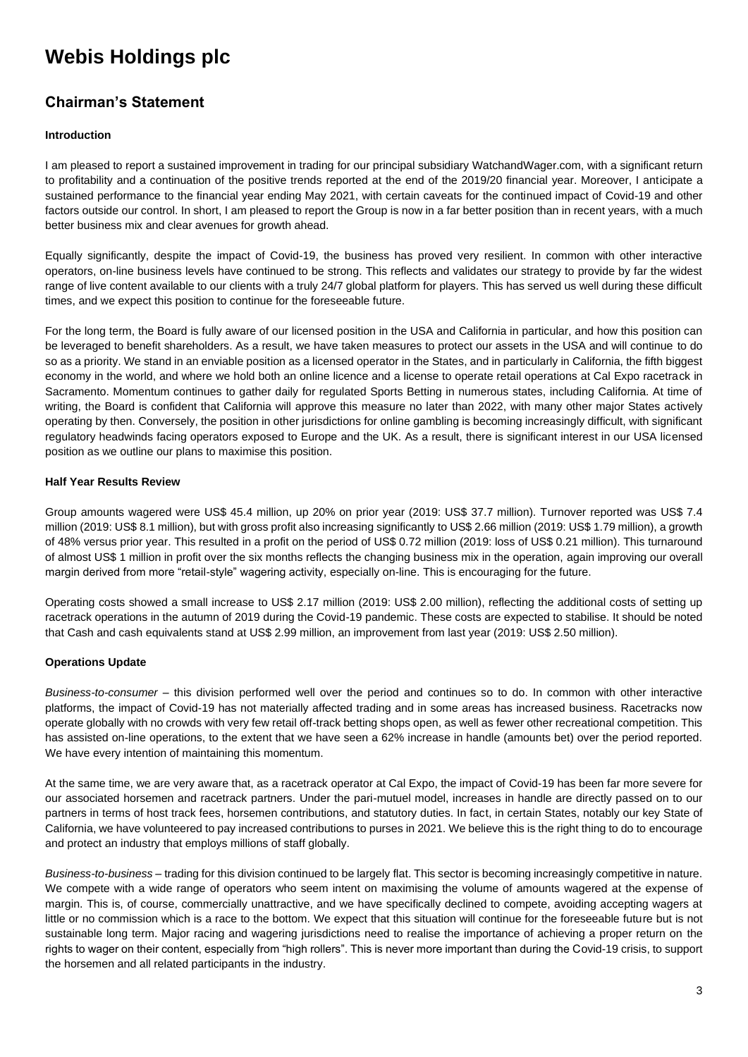# Webis Holdings plc

## Chairman's Statement

### Introduction

I am pleased to report a sustained improvement in trading for our principal subsidiary WatchandWager.com, with a significant return to profitability and a continuation of the positive trends reported at the end of the 2019/20 financial year. Moreover, I anticipate a sustained performance to the financial year ending May 2021, with certain caveats for the continued impact of Covid-19 and other factors outside our control. In short, I am pleased to report the Group is now in a far better position than in recent years, with a much better business mix and clear avenues for growth ahead.

Equally significantly, despite the impact of Covid-19, the business has proved very resilient. In common with other interactive operators, on-line business levels have continued to be strong. This reflects and validates our strategy to provide by far the widest range of live content available to our clients with a truly 24/7 global platform for players. This has served us well during these difficult times, and we expect this position to continue for the foreseeable future.

For the long term, the Board is fully aware of our licensed position in the USA and California in particular, and how this position can be leveraged to benefit shareholders. As a result, we have taken measures to protect our assets in the USA and will continue to do so as a priority. We stand in an enviable position as a licensed operator in the States, and in particularly in California, the fifth biggest economy in the world, and where we hold both an online licence and a license to operate retail operations at Cal Expo racetrack in Sacramento. Momentum continues to gather daily for regulated Sports Betting in numerous states, including California. At time of writing, the Board is confident that California will approve this measure no later than 2022, with many other major States actively operating by then. Conversely, the position in other jurisdictions for online gambling is becoming increasingly difficult, with significant regulatory headwinds facing operators exposed to Europe and the UK. As a result, there is significant interest in our USA licensed position as we outline our plans to maximise this position.

### Half Year Results Review

Group amounts wagered were US$ 45.4 million, up 20% on prior year (2019: US$ 37.7 million). Turnover reported was US$ 7.4 million (2019: US$ 8.1 million), but with gross profit also increasing significantly to US$ 2.66 million (2019: US$ 1.79 million), a growth of 48% versus prior year. This resulted in a profit on the period of US$ 0.72 million (2019: loss of US$ 0.21 million). This turnaround of almost US$ 1 million in profit over the six months reflects the changing business mix in the operation, again improving our overall margin derived from more "retail-style" wagering activity, especially on-line. This is encouraging for the future.

Operating costs showed a small increase to US$ 2.17 million (2019: US$ 2.00 million), reflecting the additional costs of setting up racetrack operations in the autumn of 2019 during the Covid-19 pandemic. These costs are expected to stabilise. It should be noted that Cash and cash equivalents stand at US$ 2.99 million, an improvement from last year (2019: US$ 2.50 million).

### Operations Update

*Business-to-consumer* – this division performed well over the period and continues so to do. In common with other interactive platforms, the impact of Covid-19 has not materially affected trading and in some areas has increased business. Racetracks now operate globally with no crowds with very few retail off-track betting shops open, as well as fewer other recreational competition. This has assisted on-line operations, to the extent that we have seen a 62% increase in handle (amounts bet) over the period reported. We have every intention of maintaining this momentum.

At the same time, we are very aware that, as a racetrack operator at Cal Expo, the impact of Covid-19 has been far more severe for our associated horsemen and racetrack partners. Under the pari-mutuel model, increases in handle are directly passed on to our partners in terms of host track fees, horsemen contributions, and statutory duties. In fact, in certain States, notably our key State of California, we have volunteered to pay increased contributions to purses in 2021. We believe this is the right thing to do to encourage and protect an industry that employs millions of staff globally.

*Business-to-business* – trading for this division continued to be largely flat. This sector is becoming increasingly competitive in nature. We compete with a wide range of operators who seem intent on maximising the volume of amounts wagered at the expense of margin. This is, of course, commercially unattractive, and we have specifically declined to compete, avoiding accepting wagers at little or no commission which is a race to the bottom. We expect that this situation will continue for the foreseeable future but is not sustainable long term. Major racing and wagering jurisdictions need to realise the importance of achieving a proper return on the rights to wager on their content, especially from "high rollers". This is never more important than during the Covid-19 crisis, to support the horsemen and all related participants in the industry.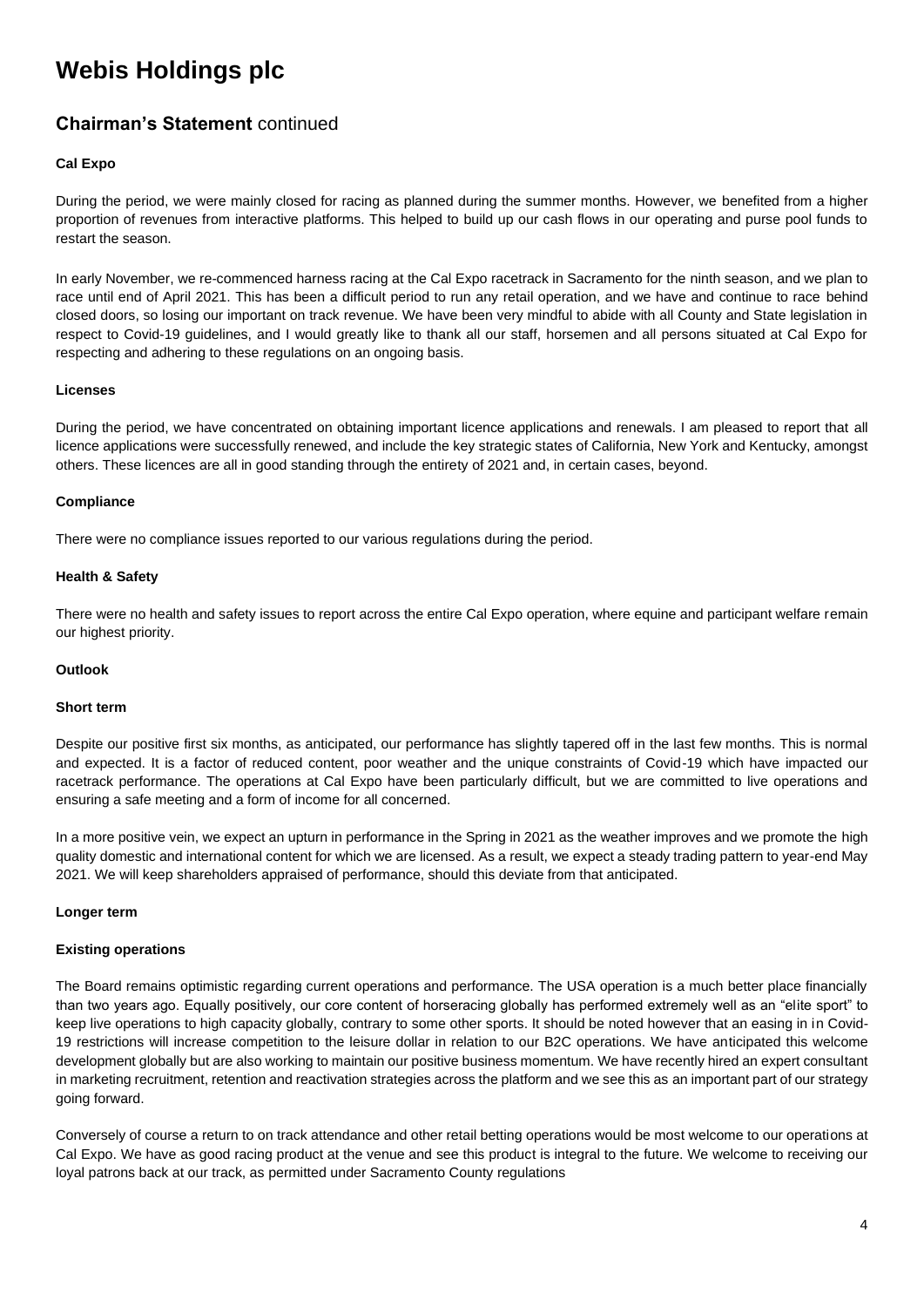# Webis Holdings plc

## Chairman's Statement continued

### Cal Expo

During the period, we were mainly closed for racing as planned during the summer months. However, we benefited from a higher proportion of revenues from interactive platforms. This helped to build up our cash flows in our operating and purse pool funds to restart the season.

In early November, we re-commenced harness racing at the Cal Expo racetrack in Sacramento for the ninth season, and we plan to race until end of April 2021. This has been a difficult period to run any retail operation, and we have and continue to race behind closed doors, so losing our important on track revenue. We have been very mindful to abide with all County and State legislation in respect to Covid-19 guidelines, and I would greatly like to thank all our staff, horsemen and all persons situated at Cal Expo for respecting and adhering to these regulations on an ongoing basis.

### Licenses

During the period, we have concentrated on obtaining important licence applications and renewals. I am pleased to report that all licence applications were successfully renewed, and include the key strategic states of California, New York and Kentucky, amongst others. These licences are all in good standing through the entirety of 2021 and, in certain cases, beyond.

### Compliance

There were no compliance issues reported to our various regulations during the period.

### Health & Safety

There were no health and safety issues to report across the entire Cal Expo operation, where equine and participant welfare remain our highest priority.

### Outlook

#### Short term

Despite our positive first six months, as anticipated, our performance has slightly tapered off in the last few months. This is normal and expected. It is a factor of reduced content, poor weather and the unique constraints of Covid-19 which have impacted our racetrack performance. The operations at Cal Expo have been particularly difficult, but we are committed to live operations and ensuring a safe meeting and a form of income for all concerned.

In a more positive vein, we expect an upturn in performance in the Spring in 2021 as the weather improves and we promote the high quality domestic and international content for which we are licensed. As a result, we expect a steady trading pattern to year-end May 2021. We will keep shareholders appraised of performance, should this deviate from that anticipated.

#### Longer term

#### Existing operations

The Board remains optimistic regarding current operations and performance. The USA operation is a much better place financially than two years ago. Equally positively, our core content of horseracing globally has performed extremely well as an "elite sport" to keep live operations to high capacity globally, contrary to some other sports. It should be noted however that an easing in in Covid-19 restrictions will increase competition to the leisure dollar in relation to our B2C operations. We have anticipated this welcome development globally but are also working to maintain our positive business momentum. We have recently hired an expert consultant in marketing recruitment, retention and reactivation strategies across the platform and we see this as an important part of our strategy going forward.

Conversely of course a return to on track attendance and other retail betting operations would be most welcome to our operations at Cal Expo. We have as good racing product at the venue and see this product is integral to the future. We welcome to receiving our loyal patrons back at our track, as permitted under Sacramento County regulations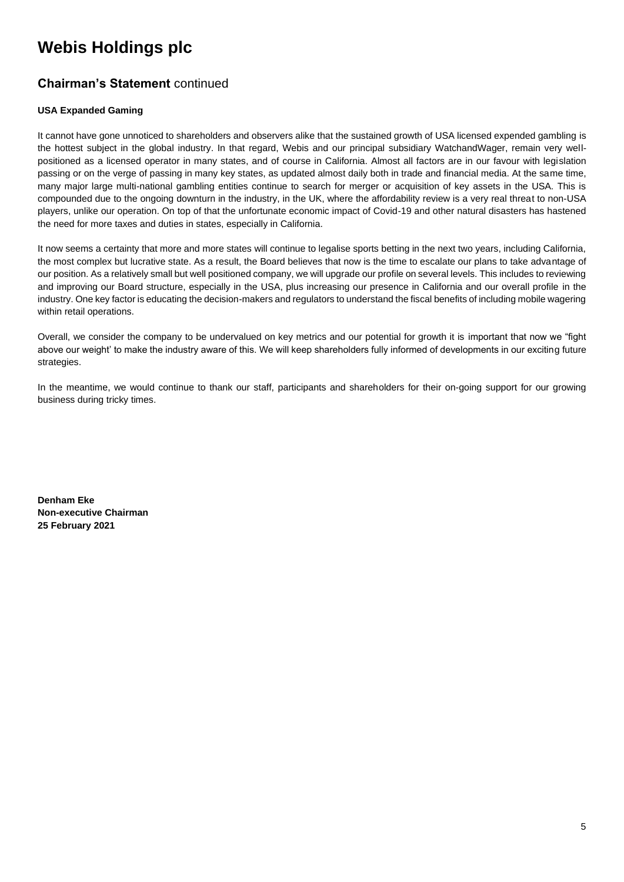# Webis Holdings plc

## Chairman's Statement continued

### USA Expanded Gaming

It cannot have gone unnoticed to shareholders and observers alike that the sustained growth of USA licensed expended gambling is the hottest subject in the global industry. In that regard, Webis and our principal subsidiary WatchandWager, remain very well-positioned as a licensed operator in many states, and of course in California. Almost all factors are in our favour with legislation passing or on the verge of passing in many key states, as updated almost daily both in trade and financial media. At the same time, many major large multi-national gambling entities continue to search for merger or acquisition of key assets in the USA. This is compounded due to the ongoing downturn in the industry, in the UK, where the affordability review is a very real threat to non-USA players, unlike our operation. On top of that the unfortunate economic impact of Covid-19 and other natural disasters has hastened the need for more taxes and duties in states, especially in California.

It now seems a certainty that more and more states will continue to legalise sports betting in the next two years, including California, the most complex but lucrative state. As a result, the Board believes that now is the time to escalate our plans to take advantage of our position. As a relatively small but well positioned company, we will upgrade our profile on several levels. This includes to reviewing and improving our Board structure, especially in the USA, plus increasing our presence in California and our overall profile in the industry. One key factor is educating the decision-makers and regulators to understand the fiscal benefits of including mobile wagering within retail operations.

Overall, we consider the company to be undervalued on key metrics and our potential for growth it is important that now we "fight above our weight' to make the industry aware of this. We will keep shareholders fully informed of developments in our exciting future strategies.

In the meantime, we would continue to thank our staff, participants and shareholders for their on-going support for our growing business during tricky times.

**Denham Eke**
**Non-executive Chairman**
**25 February 2021**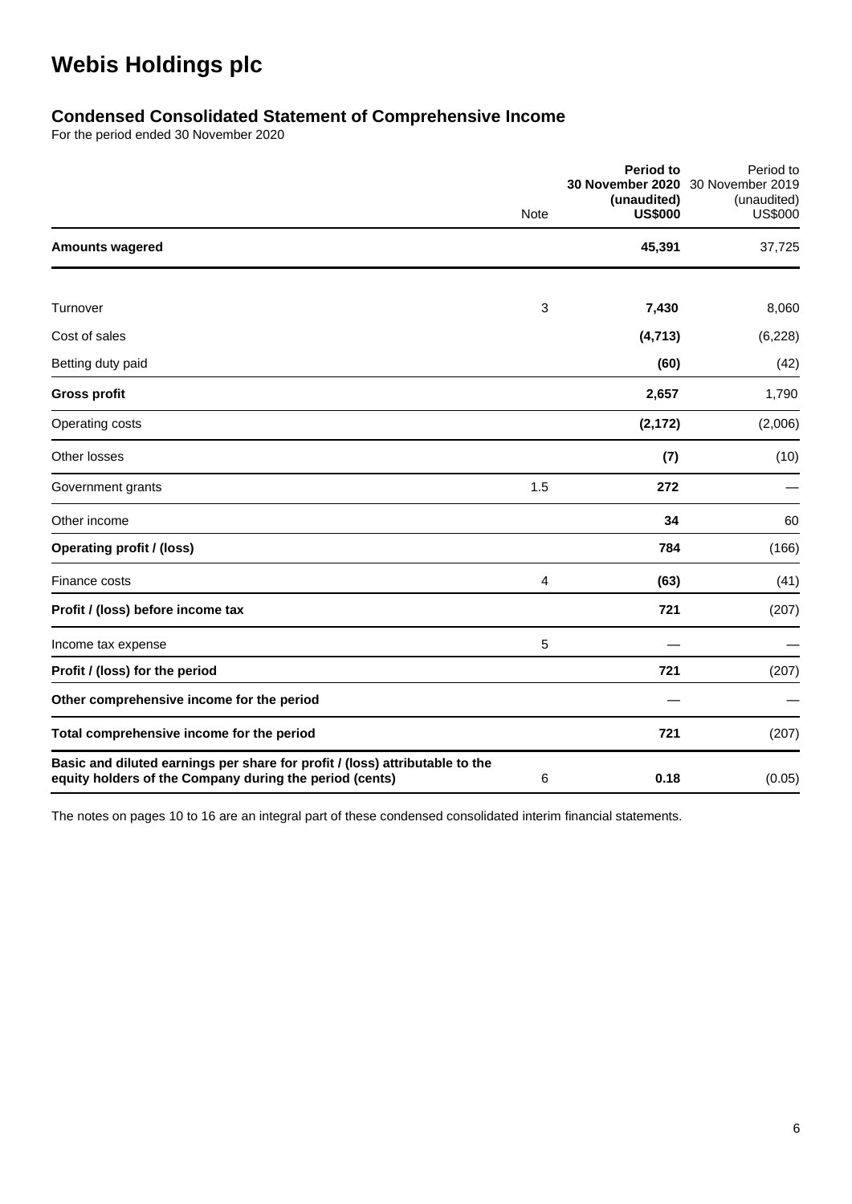# Webis Holdings plc

## Condensed Consolidated Statement of Comprehensive Income

For the period ended 30 November 2020

| | Note | **Period to 30 November 2020 (unaudited) US$000** | Period to 30 November 2019 (unaudited) US$000 |
|---|---|---|---|
| **Amounts wagered** | | **45,391** | 37,725 |
| Turnover | 3 | **7,430** | 8,060 |
| Cost of sales | | **(4,713)** | (6,228) |
| Betting duty paid | | **(60)** | (42) |
| **Gross profit** | | **2,657** | 1,790 |
| Operating costs | | **(2,172)** | (2,006) |
| Other losses | | **(7)** | (10) |
| Government grants | 1.5 | **272** | — |
| Other income | | **34** | 60 |
| **Operating profit / (loss)** | | **784** | (166) |
| Finance costs | 4 | **(63)** | (41) |
| **Profit / (loss) before income tax** | | **721** | (207) |
| Income tax expense | 5 | — | — |
| **Profit / (loss) for the period** | | **721** | (207) |
| **Other comprehensive income for the period** | | — | — |
| **Total comprehensive income for the period** | | **721** | (207) |
| **Basic and diluted earnings per share for profit / (loss) attributable to the equity holders of the Company during the period (cents)** | 6 | **0.18** | (0.05) |

The notes on pages 10 to 16 are an integral part of these condensed consolidated interim financial statements.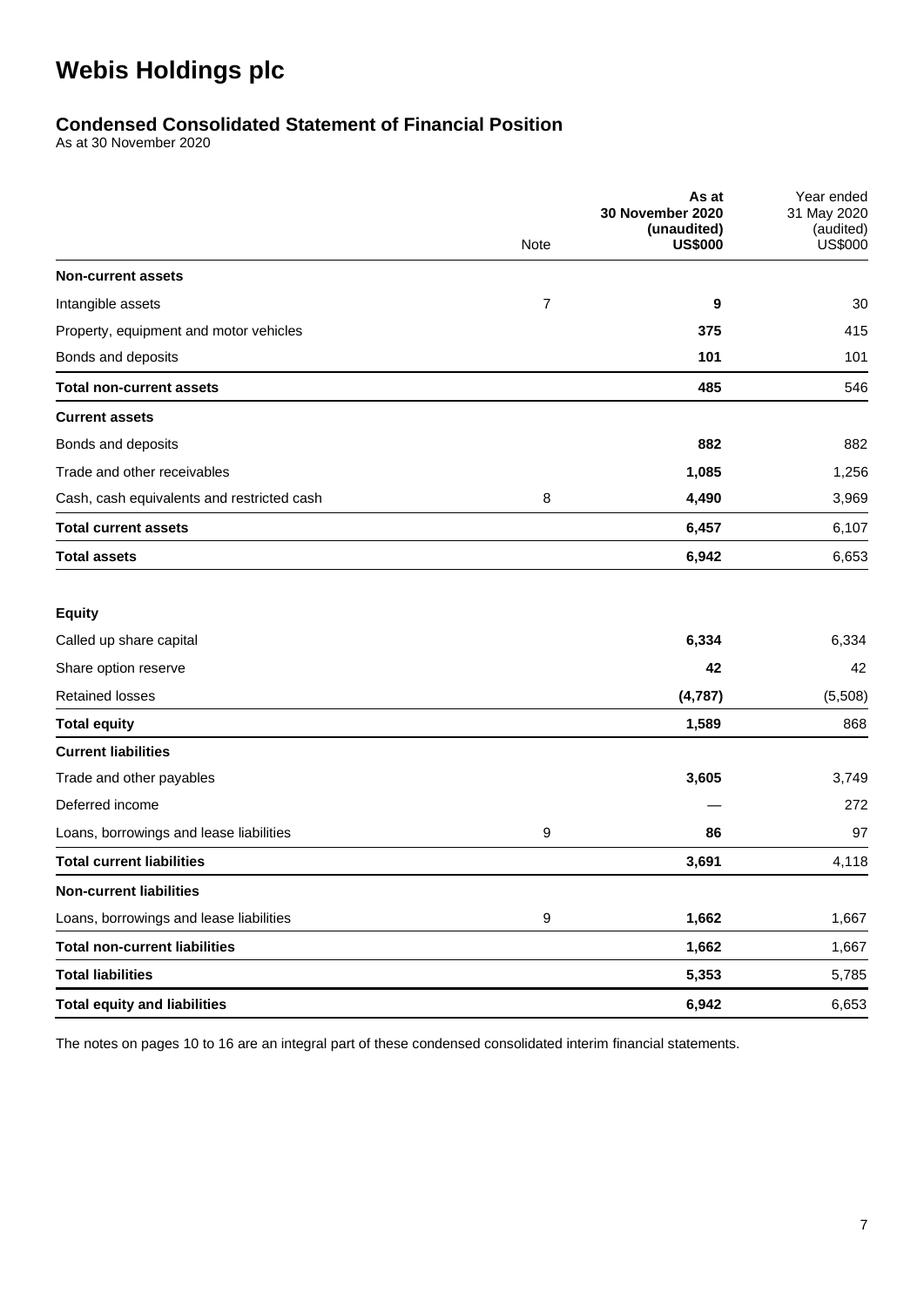# Webis Holdings plc

## Condensed Consolidated Statement of Financial Position

As at 30 November 2020

| | Note | As at 30 November 2020 (unaudited) US$000 | Year ended 31 May 2020 (audited) US$000 |
|---|---|---|---|
| **Non-current assets** | | | |
| Intangible assets | 7 | **9** | 30 |
| Property, equipment and motor vehicles | | **375** | 415 |
| Bonds and deposits | | **101** | 101 |
| **Total non-current assets** | | **485** | 546 |
| **Current assets** | | | |
| Bonds and deposits | | **882** | 882 |
| Trade and other receivables | | **1,085** | 1,256 |
| Cash, cash equivalents and restricted cash | 8 | **4,490** | 3,969 |
| **Total current assets** | | **6,457** | 6,107 |
| **Total assets** | | **6,942** | 6,653 |
| | | | |
| **Equity** | | | |
| Called up share capital | | **6,334** | 6,334 |
| Share option reserve | | **42** | 42 |
| Retained losses | | **(4,787)** | (5,508) |
| **Total equity** | | **1,589** | 868 |
| **Current liabilities** | | | |
| Trade and other payables | | **3,605** | 3,749 |
| Deferred income | | — | 272 |
| Loans, borrowings and lease liabilities | 9 | **86** | 97 |
| **Total current liabilities** | | **3,691** | 4,118 |
| **Non-current liabilities** | | | |
| Loans, borrowings and lease liabilities | 9 | **1,662** | 1,667 |
| **Total non-current liabilities** | | **1,662** | 1,667 |
| **Total liabilities** | | **5,353** | 5,785 |
| **Total equity and liabilities** | | **6,942** | 6,653 |

The notes on pages 10 to 16 are an integral part of these condensed consolidated interim financial statements.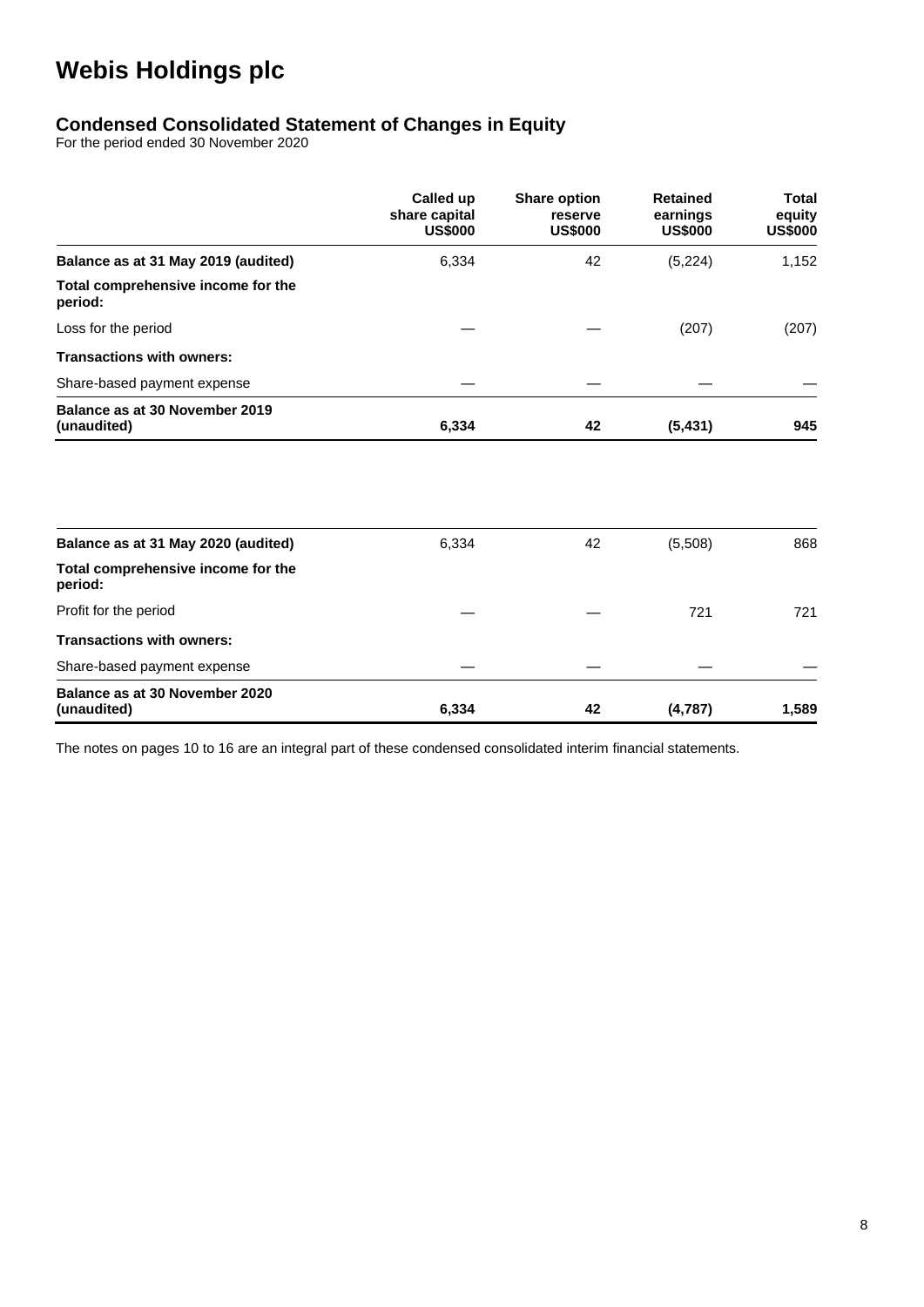# Webis Holdings plc

## Condensed Consolidated Statement of Changes in Equity

For the period ended 30 November 2020

| | Called up share capital US$000 | Share option reserve US$000 | Retained earnings US$000 | Total equity US$000 |
|---|---|---|---|---|
| **Balance as at 31 May 2019 (audited)** | 6,334 | 42 | (5,224) | 1,152 |
| **Total comprehensive income for the period:** | | | | |
| Loss for the period | — | — | (207) | (207) |
| **Transactions with owners:** | | | | |
| Share-based payment expense | — | — | — | — |
| **Balance as at 30 November 2019 (unaudited)** | **6,334** | **42** | **(5,431)** | **945** |

| | Called up share capital US$000 | Share option reserve US$000 | Retained earnings US$000 | Total equity US$000 |
|---|---|---|---|---|
| **Balance as at 31 May 2020 (audited)** | 6,334 | 42 | (5,508) | 868 |
| **Total comprehensive income for the period:** | | | | |
| Profit for the period | — | — | 721 | 721 |
| **Transactions with owners:** | | | | |
| Share-based payment expense | — | — | — | — |
| **Balance as at 30 November 2020 (unaudited)** | **6,334** | **42** | **(4,787)** | **1,589** |

The notes on pages 10 to 16 are an integral part of these condensed consolidated interim financial statements.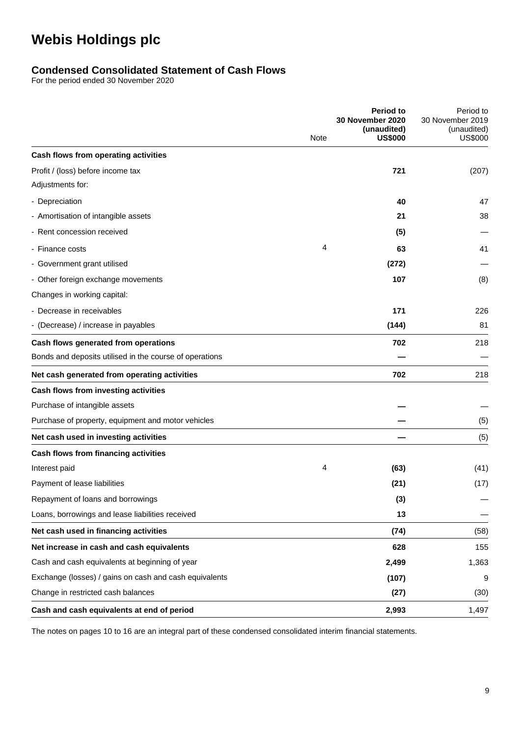# Webis Holdings plc

## Condensed Consolidated Statement of Cash Flows

For the period ended 30 November 2020

| | Note | **Period to 30 November 2020 (unaudited) US$000** | Period to 30 November 2019 (unaudited) US$000 |
|---|---|---|---|
| **Cash flows from operating activities** | | | |
| Profit / (loss) before income tax | | **721** | (207) |
| Adjustments for: | | | |
| - Depreciation | | **40** | 47 |
| - Amortisation of intangible assets | | **21** | 38 |
| - Rent concession received | | **(5)** | — |
| - Finance costs | 4 | **63** | 41 |
| - Government grant utilised | | **(272)** | — |
| - Other foreign exchange movements | | **107** | (8) |
| Changes in working capital: | | | |
| - Decrease in receivables | | **171** | 226 |
| - (Decrease) / increase in payables | | **(144)** | 81 |
| **Cash flows generated from operations** | | **702** | 218 |
| Bonds and deposits utilised in the course of operations | | **—** | — |
| **Net cash generated from operating activities** | | **702** | 218 |
| **Cash flows from investing activities** | | | |
| Purchase of intangible assets | | **—** | — |
| Purchase of property, equipment and motor vehicles | | **—** | (5) |
| **Net cash used in investing activities** | | **—** | (5) |
| **Cash flows from financing activities** | | | |
| Interest paid | 4 | **(63)** | (41) |
| Payment of lease liabilities | | **(21)** | (17) |
| Repayment of loans and borrowings | | **(3)** | — |
| Loans, borrowings and lease liabilities received | | **13** | — |
| **Net cash used in financing activities** | | **(74)** | (58) |
| **Net increase in cash and cash equivalents** | | **628** | 155 |
| Cash and cash equivalents at beginning of year | | **2,499** | 1,363 |
| Exchange (losses) / gains on cash and cash equivalents | | **(107)** | 9 |
| Change in restricted cash balances | | **(27)** | (30) |
| **Cash and cash equivalents at end of period** | | **2,993** | 1,497 |

The notes on pages 10 to 16 are an integral part of these condensed consolidated interim financial statements.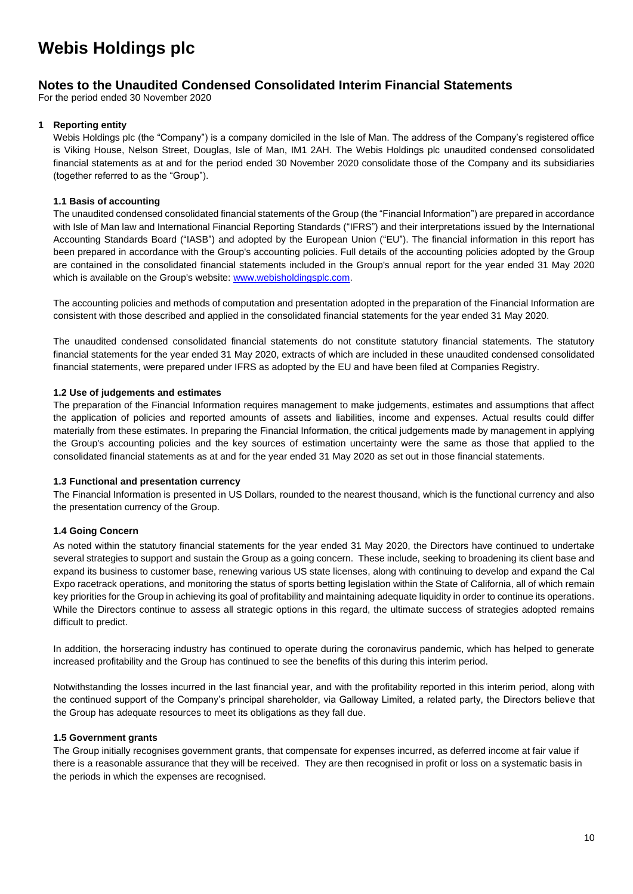# Webis Holdings plc

## Notes to the Unaudited Condensed Consolidated Interim Financial Statements

For the period ended 30 November 2020

### 1 Reporting entity

Webis Holdings plc (the "Company") is a company domiciled in the Isle of Man. The address of the Company's registered office is Viking House, Nelson Street, Douglas, Isle of Man, IM1 2AH. The Webis Holdings plc unaudited condensed consolidated financial statements as at and for the period ended 30 November 2020 consolidate those of the Company and its subsidiaries (together referred to as the "Group").

#### 1.1 Basis of accounting

The unaudited condensed consolidated financial statements of the Group (the "Financial Information") are prepared in accordance with Isle of Man law and International Financial Reporting Standards ("IFRS") and their interpretations issued by the International Accounting Standards Board ("IASB") and adopted by the European Union ("EU"). The financial information in this report has been prepared in accordance with the Group's accounting policies. Full details of the accounting policies adopted by the Group are contained in the consolidated financial statements included in the Group's annual report for the year ended 31 May 2020 which is available on the Group's website: www.webisholdingsplc.com.

The accounting policies and methods of computation and presentation adopted in the preparation of the Financial Information are consistent with those described and applied in the consolidated financial statements for the year ended 31 May 2020.

The unaudited condensed consolidated financial statements do not constitute statutory financial statements. The statutory financial statements for the year ended 31 May 2020, extracts of which are included in these unaudited condensed consolidated financial statements, were prepared under IFRS as adopted by the EU and have been filed at Companies Registry.

#### 1.2 Use of judgements and estimates

The preparation of the Financial Information requires management to make judgements, estimates and assumptions that affect the application of policies and reported amounts of assets and liabilities, income and expenses. Actual results could differ materially from these estimates. In preparing the Financial Information, the critical judgements made by management in applying the Group's accounting policies and the key sources of estimation uncertainty were the same as those that applied to the consolidated financial statements as at and for the year ended 31 May 2020 as set out in those financial statements.

#### 1.3 Functional and presentation currency

The Financial Information is presented in US Dollars, rounded to the nearest thousand, which is the functional currency and also the presentation currency of the Group.

#### 1.4 Going Concern

As noted within the statutory financial statements for the year ended 31 May 2020, the Directors have continued to undertake several strategies to support and sustain the Group as a going concern. These include, seeking to broadening its client base and expand its business to customer base, renewing various US state licenses, along with continuing to develop and expand the Cal Expo racetrack operations, and monitoring the status of sports betting legislation within the State of California, all of which remain key priorities for the Group in achieving its goal of profitability and maintaining adequate liquidity in order to continue its operations. While the Directors continue to assess all strategic options in this regard, the ultimate success of strategies adopted remains difficult to predict.

In addition, the horseracing industry has continued to operate during the coronavirus pandemic, which has helped to generate increased profitability and the Group has continued to see the benefits of this during this interim period.

Notwithstanding the losses incurred in the last financial year, and with the profitability reported in this interim period, along with the continued support of the Company's principal shareholder, via Galloway Limited, a related party, the Directors believe that the Group has adequate resources to meet its obligations as they fall due.

#### 1.5 Government grants

The Group initially recognises government grants, that compensate for expenses incurred, as deferred income at fair value if there is a reasonable assurance that they will be received. They are then recognised in profit or loss on a systematic basis in the periods in which the expenses are recognised.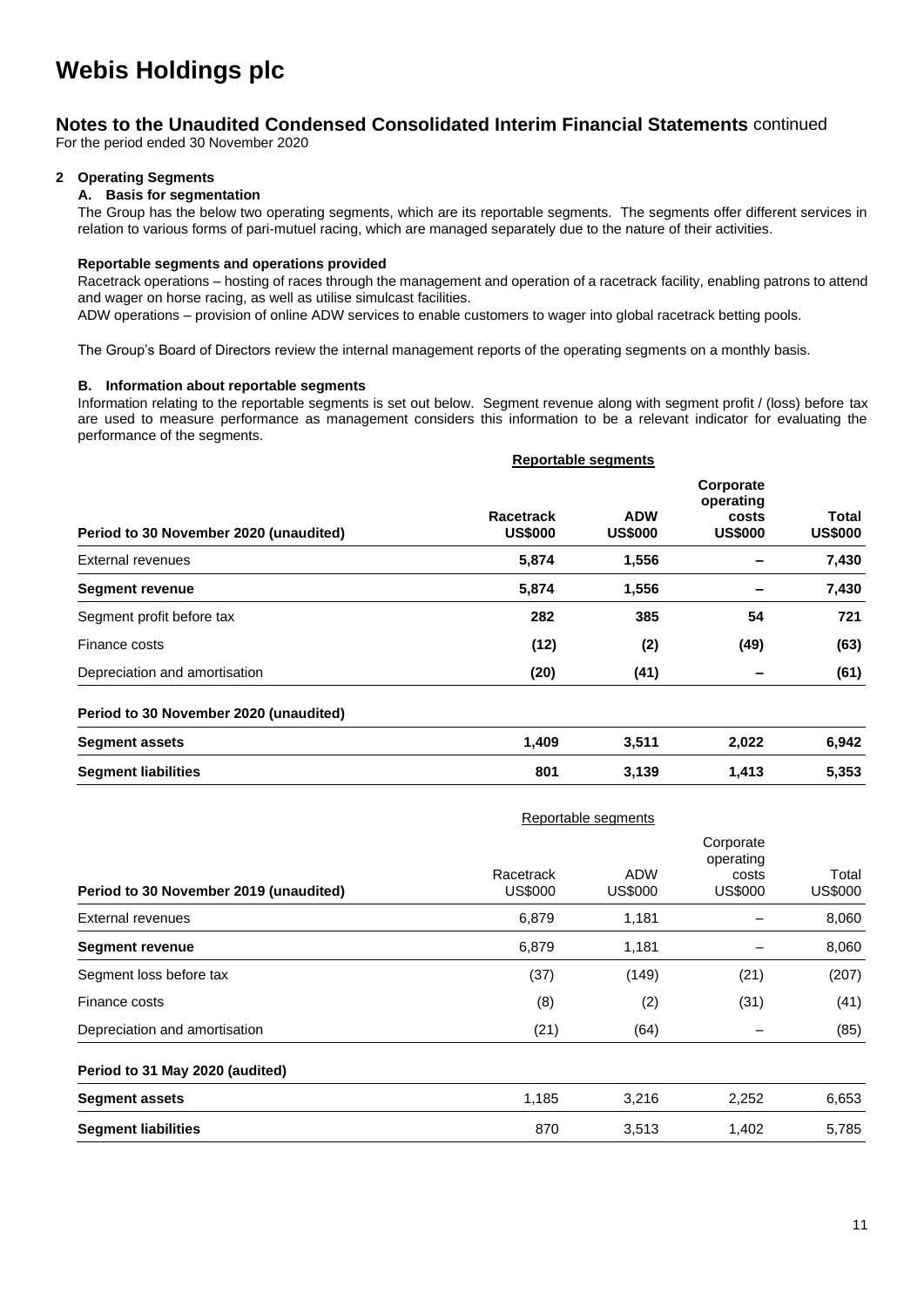# Webis Holdings plc

## Notes to the Unaudited Condensed Consolidated Interim Financial Statements continued

For the period ended 30 November 2020

### 2 Operating Segments

#### A. Basis for segmentation

The Group has the below two operating segments, which are its reportable segments. The segments offer different services in relation to various forms of pari-mutuel racing, which are managed separately due to the nature of their activities.

**Reportable segments and operations provided**

Racetrack operations – hosting of races through the management and operation of a racetrack facility, enabling patrons to attend and wager on horse racing, as well as utilise simulcast facilities.

ADW operations – provision of online ADW services to enable customers to wager into global racetrack betting pools.

The Group's Board of Directors review the internal management reports of the operating segments on a monthly basis.

#### B. Information about reportable segments

Information relating to the reportable segments is set out below. Segment revenue along with segment profit / (loss) before tax are used to measure performance as management considers this information to be a relevant indicator for evaluating the performance of the segments.

| | **Reportable segments** | | | |
|---|---|---|---|---|
| **Period to 30 November 2020 (unaudited)** | **Racetrack US$000** | **ADW US$000** | **Corporate operating costs US$000** | **Total US$000** |
| External revenues | **5,874** | **1,556** | **–** | **7,430** |
| **Segment revenue** | **5,874** | **1,556** | **–** | **7,430** |
| Segment profit before tax | **282** | **385** | **54** | **721** |
| Finance costs | **(12)** | **(2)** | **(49)** | **(63)** |
| Depreciation and amortisation | **(20)** | **(41)** | **–** | **(61)** |
| **Period to 30 November 2020 (unaudited)** | | | | |
| **Segment assets** | **1,409** | **3,511** | **2,022** | **6,942** |
| **Segment liabilities** | **801** | **3,139** | **1,413** | **5,353** |

| | Reportable segments | | | |
|---|---|---|---|---|
| **Period to 30 November 2019 (unaudited)** | Racetrack US$000 | ADW US$000 | Corporate operating costs US$000 | Total US$000 |
| External revenues | 6,879 | 1,181 | – | 8,060 |
| **Segment revenue** | 6,879 | 1,181 | – | 8,060 |
| Segment loss before tax | (37) | (149) | (21) | (207) |
| Finance costs | (8) | (2) | (31) | (41) |
| Depreciation and amortisation | (21) | (64) | – | (85) |
| **Period to 31 May 2020 (audited)** | | | | |
| **Segment assets** | 1,185 | 3,216 | 2,252 | 6,653 |
| **Segment liabilities** | 870 | 3,513 | 1,402 | 5,785 |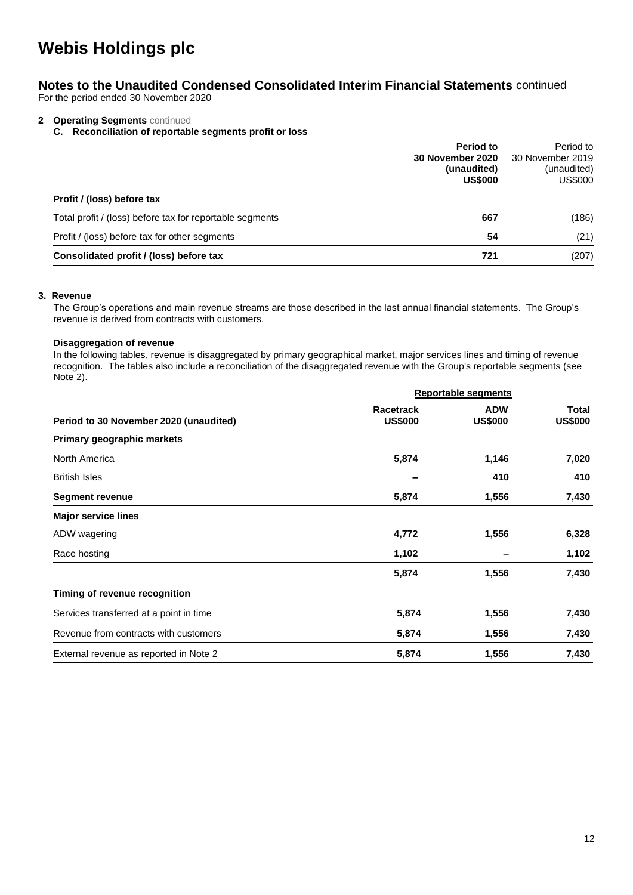# Webis Holdings plc

## Notes to the Unaudited Condensed Consolidated Interim Financial Statements continued

For the period ended 30 November 2020

**2 Operating Segments** continued

**C. Reconciliation of reportable segments profit or loss**

| | **Period to 30 November 2020 (unaudited) US$000** | Period to 30 November 2019 (unaudited) US$000 |
|---|---|---|
| **Profit / (loss) before tax** | | |
| Total profit / (loss) before tax for reportable segments | **667** | (186) |
| Profit / (loss) before tax for other segments | **54** | (21) |
| **Consolidated profit / (loss) before tax** | **721** | (207) |

**3. Revenue**

The Group's operations and main revenue streams are those described in the last annual financial statements. The Group's revenue is derived from contracts with customers.

**Disaggregation of revenue**

In the following tables, revenue is disaggregated by primary geographical market, major services lines and timing of revenue recognition. The tables also include a reconciliation of the disaggregated revenue with the Group's reportable segments (see Note 2).

| | **Reportable segments** | | |
|---|---|---|---|
| **Period to 30 November 2020 (unaudited)** | **Racetrack US$000** | **ADW US$000** | **Total US$000** |
| **Primary geographic markets** | | | |
| North America | **5,874** | **1,146** | **7,020** |
| British Isles | **–** | **410** | **410** |
| **Segment revenue** | **5,874** | **1,556** | **7,430** |
| **Major service lines** | | | |
| ADW wagering | **4,772** | **1,556** | **6,328** |
| Race hosting | **1,102** | **–** | **1,102** |
| | **5,874** | **1,556** | **7,430** |
| **Timing of revenue recognition** | | | |
| Services transferred at a point in time | **5,874** | **1,556** | **7,430** |
| Revenue from contracts with customers | **5,874** | **1,556** | **7,430** |
| External revenue as reported in Note 2 | **5,874** | **1,556** | **7,430** |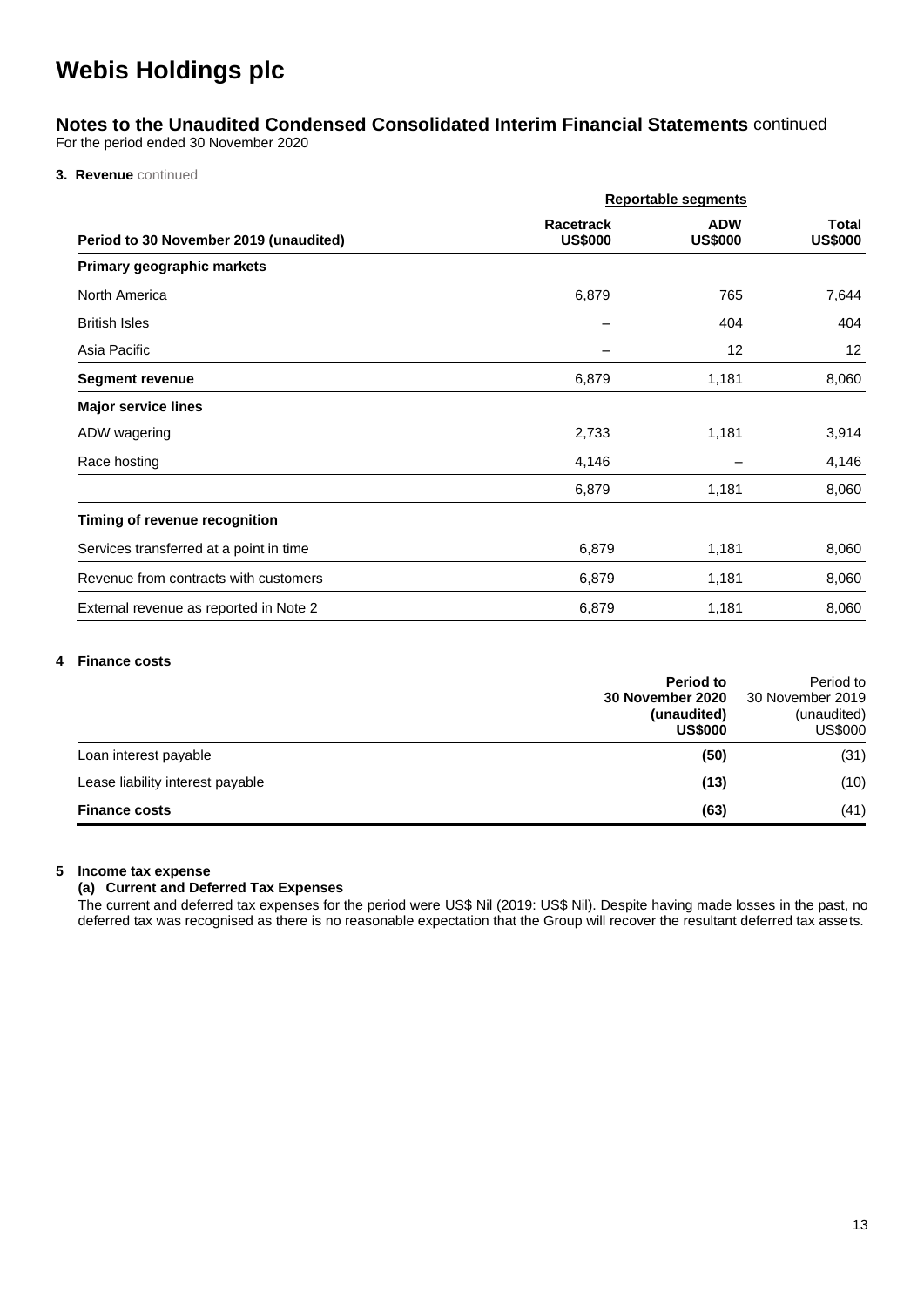# Webis Holdings plc

## Notes to the Unaudited Condensed Consolidated Interim Financial Statements continued

For the period ended 30 November 2020

**3. Revenue** continued

| | Reportable segments | | |
|---|---|---|---|
| **Period to 30 November 2019 (unaudited)** | **Racetrack US$000** | **ADW US$000** | **Total US$000** |
| **Primary geographic markets** | | | |
| North America | 6,879 | 765 | 7,644 |
| British Isles | – | 404 | 404 |
| Asia Pacific | – | 12 | 12 |
| **Segment revenue** | 6,879 | 1,181 | 8,060 |
| **Major service lines** | | | |
| ADW wagering | 2,733 | 1,181 | 3,914 |
| Race hosting | 4,146 | – | 4,146 |
| | 6,879 | 1,181 | 8,060 |
| **Timing of revenue recognition** | | | |
| Services transferred at a point in time | 6,879 | 1,181 | 8,060 |
| Revenue from contracts with customers | 6,879 | 1,181 | 8,060 |
| External revenue as reported in Note 2 | 6,879 | 1,181 | 8,060 |

**4 Finance costs**

| | **Period to 30 November 2020 (unaudited) US$000** | Period to 30 November 2019 (unaudited) US$000 |
|---|---|---|
| Loan interest payable | **(50)** | (31) |
| Lease liability interest payable | **(13)** | (10) |
| **Finance costs** | **(63)** | (41) |

**5 Income tax expense**

**(a) Current and Deferred Tax Expenses**

The current and deferred tax expenses for the period were US$ Nil (2019: US$ Nil). Despite having made losses in the past, no deferred tax was recognised as there is no reasonable expectation that the Group will recover the resultant deferred tax assets.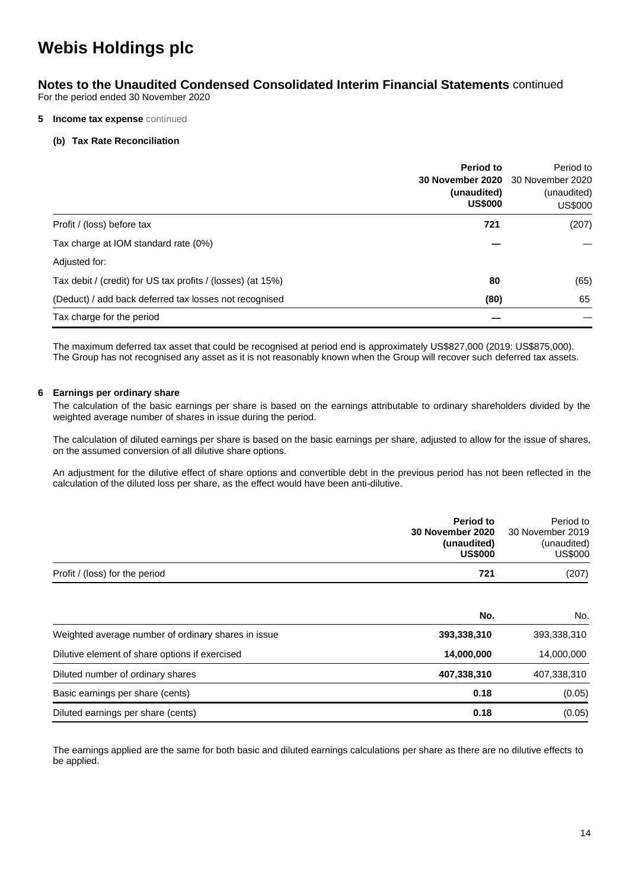# Webis Holdings plc

## Notes to the Unaudited Condensed Consolidated Interim Financial Statements continued

For the period ended 30 November 2020

**5 Income tax expense** continued

**(b) Tax Rate Reconciliation**

| | **Period to 30 November 2020 (unaudited) US$000** | Period to 30 November 2020 (unaudited) US$000 |
|---|---|---|
| Profit / (loss) before tax | **721** | (207) |
| Tax charge at IOM standard rate (0%) | **—** | — |
| Adjusted for: | | |
| Tax debit / (credit) for US tax profits / (losses) (at 15%) | **80** | (65) |
| (Deduct) / add back deferred tax losses not recognised | **(80)** | 65 |
| Tax charge for the period | **—** | — |

The maximum deferred tax asset that could be recognised at period end is approximately US$827,000 (2019: US$875,000). The Group has not recognised any asset as it is not reasonably known when the Group will recover such deferred tax assets.

**6 Earnings per ordinary share**

The calculation of the basic earnings per share is based on the earnings attributable to ordinary shareholders divided by the weighted average number of shares in issue during the period.

The calculation of diluted earnings per share is based on the basic earnings per share, adjusted to allow for the issue of shares, on the assumed conversion of all dilutive share options.

An adjustment for the dilutive effect of share options and convertible debt in the previous period has not been reflected in the calculation of the diluted loss per share, as the effect would have been anti-dilutive.

| | **Period to 30 November 2020 (unaudited) US$000** | Period to 30 November 2019 (unaudited) US$000 |
|---|---|---|
| Profit / (loss) for the period | **721** | (207) |

| | **No.** | No. |
|---|---|---|
| Weighted average number of ordinary shares in issue | **393,338,310** | 393,338,310 |
| Dilutive element of share options if exercised | **14,000,000** | 14,000,000 |
| Diluted number of ordinary shares | **407,338,310** | 407,338,310 |
| Basic earnings per share (cents) | **0.18** | (0.05) |
| Diluted earnings per share (cents) | **0.18** | (0.05) |

The earnings applied are the same for both basic and diluted earnings calculations per share as there are no dilutive effects to be applied.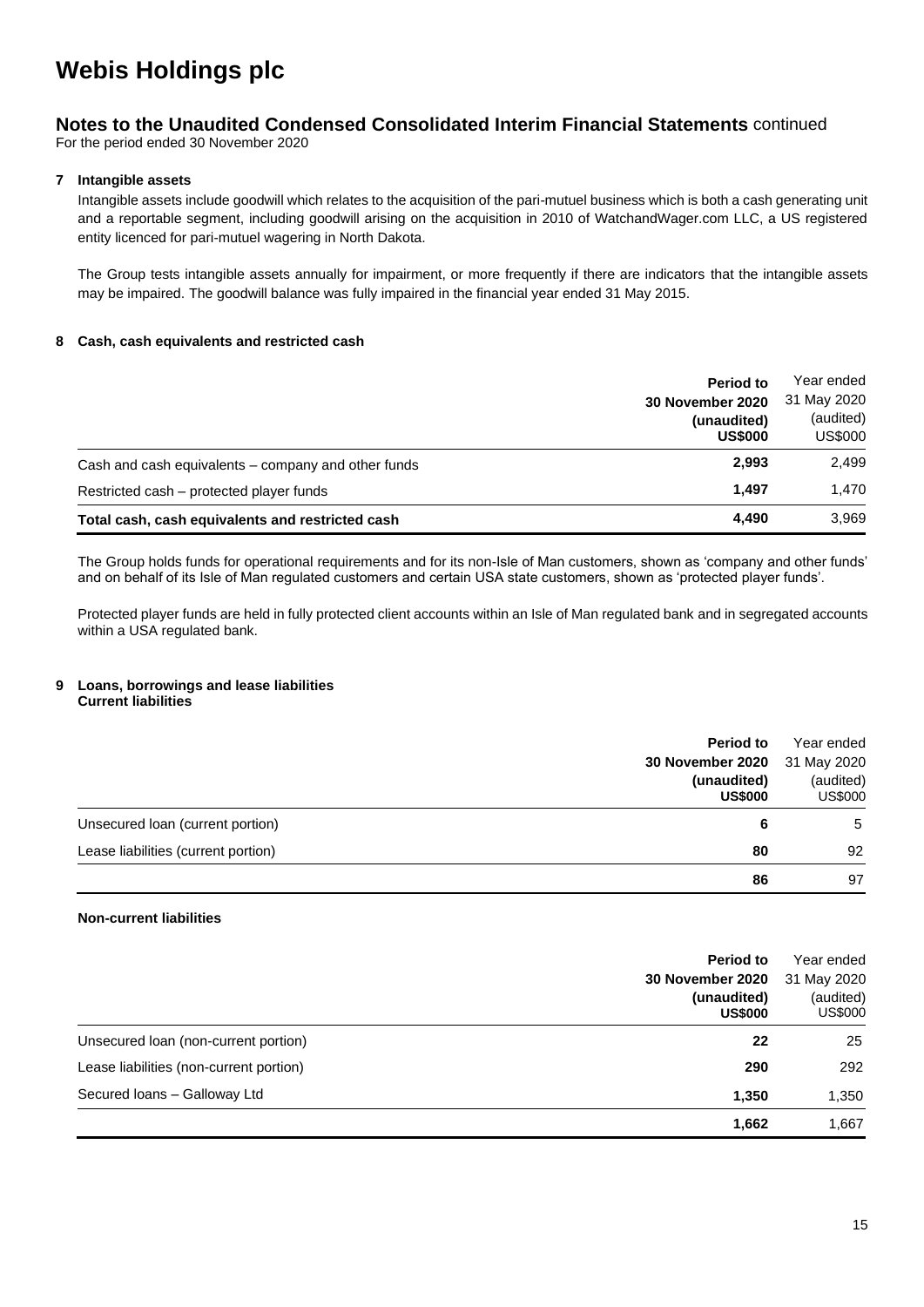# Webis Holdings plc

## Notes to the Unaudited Condensed Consolidated Interim Financial Statements continued

For the period ended 30 November 2020

### 7 Intangible assets

Intangible assets include goodwill which relates to the acquisition of the pari-mutuel business which is both a cash generating unit and a reportable segment, including goodwill arising on the acquisition in 2010 of WatchandWager.com LLC, a US registered entity licenced for pari-mutuel wagering in North Dakota.

The Group tests intangible assets annually for impairment, or more frequently if there are indicators that the intangible assets may be impaired. The goodwill balance was fully impaired in the financial year ended 31 May 2015.

### 8 Cash, cash equivalents and restricted cash

| | **Period to 30 November 2020 (unaudited) US$000** | Year ended 31 May 2020 (audited) US$000 |
|---|---|---|
| Cash and cash equivalents – company and other funds | **2,993** | 2,499 |
| Restricted cash – protected player funds | **1,497** | 1,470 |
| **Total cash, cash equivalents and restricted cash** | **4,490** | 3,969 |

The Group holds funds for operational requirements and for its non-Isle of Man customers, shown as 'company and other funds' and on behalf of its Isle of Man regulated customers and certain USA state customers, shown as 'protected player funds'.

Protected player funds are held in fully protected client accounts within an Isle of Man regulated bank and in segregated accounts within a USA regulated bank.

### 9 Loans, borrowings and lease liabilities

**Current liabilities**

| | **Period to 30 November 2020 (unaudited) US$000** | Year ended 31 May 2020 (audited) US$000 |
|---|---|---|
| Unsecured loan (current portion) | **6** | 5 |
| Lease liabilities (current portion) | **80** | 92 |
| | **86** | 97 |

**Non-current liabilities**

| | **Period to 30 November 2020 (unaudited) US$000** | Year ended 31 May 2020 (audited) US$000 |
|---|---|---|
| Unsecured loan (non-current portion) | **22** | 25 |
| Lease liabilities (non-current portion) | **290** | 292 |
| Secured loans – Galloway Ltd | **1,350** | 1,350 |
| | **1,662** | 1,667 |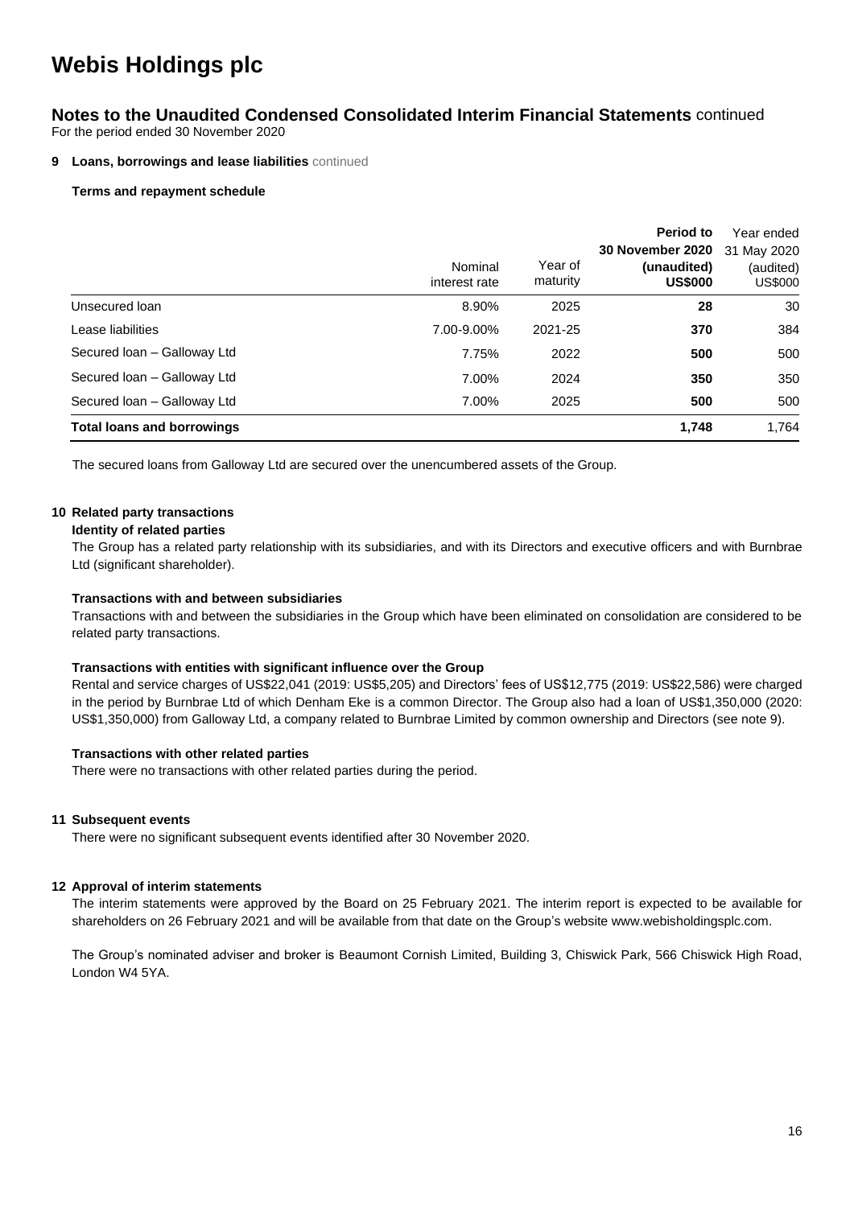# Webis Holdings plc

## Notes to the Unaudited Condensed Consolidated Interim Financial Statements continued

For the period ended 30 November 2020

**9 Loans, borrowings and lease liabilities** continued

**Terms and repayment schedule**

| | Nominal interest rate | Year of maturity | **Period to 30 November 2020 (unaudited) US$000** | Year ended 31 May 2020 (audited) US$000 |
|---|---|---|---|---|
| Unsecured loan | 8.90% | 2025 | **28** | 30 |
| Lease liabilities | 7.00-9.00% | 2021-25 | **370** | 384 |
| Secured loan – Galloway Ltd | 7.75% | 2022 | **500** | 500 |
| Secured loan – Galloway Ltd | 7.00% | 2024 | **350** | 350 |
| Secured loan – Galloway Ltd | 7.00% | 2025 | **500** | 500 |
| **Total loans and borrowings** | | | **1,748** | 1,764 |

The secured loans from Galloway Ltd are secured over the unencumbered assets of the Group.

**10 Related party transactions**

**Identity of related parties**

The Group has a related party relationship with its subsidiaries, and with its Directors and executive officers and with Burnbrae Ltd (significant shareholder).

**Transactions with and between subsidiaries**

Transactions with and between the subsidiaries in the Group which have been eliminated on consolidation are considered to be related party transactions.

**Transactions with entities with significant influence over the Group**

Rental and service charges of US$22,041 (2019: US$5,205) and Directors' fees of US$12,775 (2019: US$22,586) were charged in the period by Burnbrae Ltd of which Denham Eke is a common Director. The Group also had a loan of US$1,350,000 (2020: US$1,350,000) from Galloway Ltd, a company related to Burnbrae Limited by common ownership and Directors (see note 9).

**Transactions with other related parties**

There were no transactions with other related parties during the period.

**11 Subsequent events**

There were no significant subsequent events identified after 30 November 2020.

**12 Approval of interim statements**

The interim statements were approved by the Board on 25 February 2021. The interim report is expected to be available for shareholders on 26 February 2021 and will be available from that date on the Group's website www.webisholdingsplc.com.

The Group's nominated adviser and broker is Beaumont Cornish Limited, Building 3, Chiswick Park, 566 Chiswick High Road, London W4 5YA.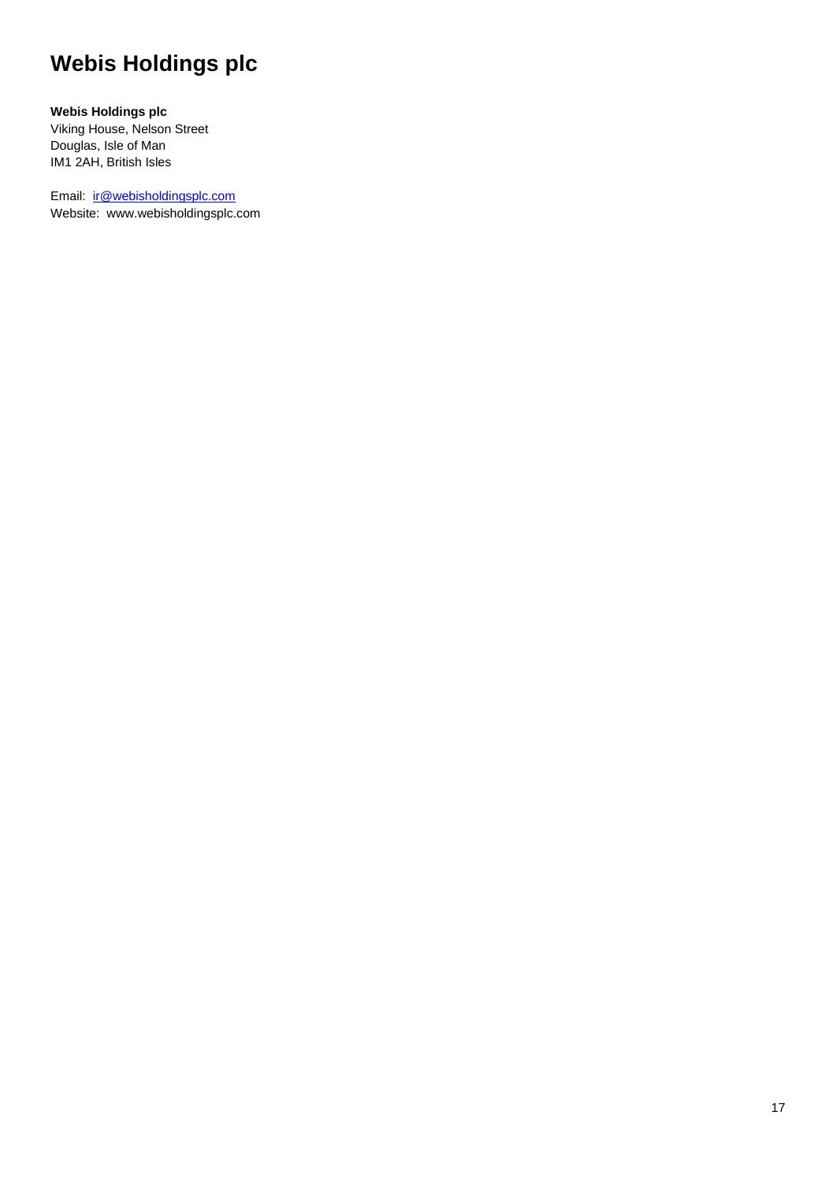# Webis Holdings plc

**Webis Holdings plc**
Viking House, Nelson Street
Douglas, Isle of Man
IM1 2AH, British Isles

Email: ir@webisholdingsplc.com
Website: www.webisholdingsplc.com